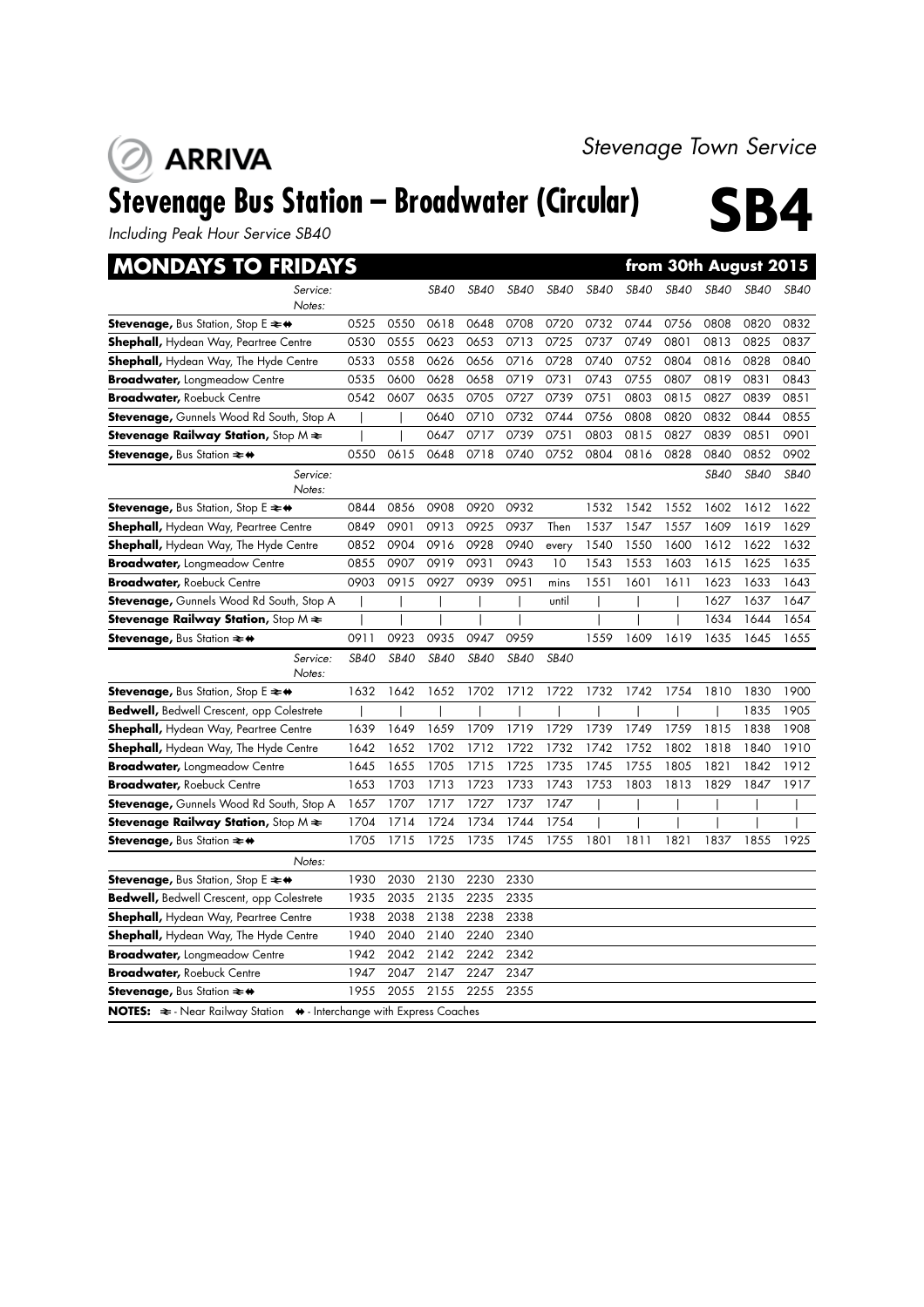ARRIVA

*Stevenage Town Service*

# Stevenage Bus Station – Broadwater (Circular)

# SB4

*Including Peak Hour Service SB40*

## MONDAYS TO FRIDAYS — from 30th August 2015

| Service: | | | SB40 | SB40 | SB40 | SB40 | SB40 | SB40 | SB40 | SB40 | SB40 | SB40 |
|---|---|---|---|---|---|---|---|---|---|---|---|---|
| Notes: | | | | | | | | | | | | |
| **Stevenage,** Bus Station, Stop E ⇌ ⇼ | 0525 | 0550 | 0618 | 0648 | 0708 | 0720 | 0732 | 0744 | 0756 | 0808 | 0820 | 0832 |
| **Shephall,** Hydean Way, Peartree Centre | 0530 | 0555 | 0623 | 0653 | 0713 | 0725 | 0737 | 0749 | 0801 | 0813 | 0825 | 0837 |
| **Shephall,** Hydean Way, The Hyde Centre | 0533 | 0558 | 0626 | 0656 | 0716 | 0728 | 0740 | 0752 | 0804 | 0816 | 0828 | 0840 |
| **Broadwater,** Longmeadow Centre | 0535 | 0600 | 0628 | 0658 | 0719 | 0731 | 0743 | 0755 | 0807 | 0819 | 0831 | 0843 |
| **Broadwater,** Roebuck Centre | 0542 | 0607 | 0635 | 0705 | 0727 | 0739 | 0751 | 0803 | 0815 | 0827 | 0839 | 0851 |
| **Stevenage,** Gunnels Wood Rd South, Stop A | \| | \| | 0640 | 0710 | 0732 | 0744 | 0756 | 0808 | 0820 | 0832 | 0844 | 0855 |
| **Stevenage Railway Station,** Stop M ⇌ | \| | \| | 0647 | 0717 | 0739 | 0751 | 0803 | 0815 | 0827 | 0839 | 0851 | 0901 |
| **Stevenage,** Bus Station ⇌ ⇼ | 0550 | 0615 | 0648 | 0718 | 0740 | 0752 | 0804 | 0816 | 0828 | 0840 | 0852 | 0902 |

| Service: | | | | | | | | | | SB40 | SB40 | SB40 |
|---|---|---|---|---|---|---|---|---|---|---|---|---|
| Notes: | | | | | | | | | | | | |
| **Stevenage,** Bus Station, Stop E ⇌ ⇼ | 0844 | 0856 | 0908 | 0920 | 0932 | | 1532 | 1542 | 1552 | 1602 | 1612 | 1622 |
| **Shephall,** Hydean Way, Peartree Centre | 0849 | 0901 | 0913 | 0925 | 0937 | Then | 1537 | 1547 | 1557 | 1609 | 1619 | 1629 |
| **Shephall,** Hydean Way, The Hyde Centre | 0852 | 0904 | 0916 | 0928 | 0940 | every | 1540 | 1550 | 1600 | 1612 | 1622 | 1632 |
| **Broadwater,** Longmeadow Centre | 0855 | 0907 | 0919 | 0931 | 0943 | 10 | 1543 | 1553 | 1603 | 1615 | 1625 | 1635 |
| **Broadwater,** Roebuck Centre | 0903 | 0915 | 0927 | 0939 | 0951 | mins | 1551 | 1601 | 1611 | 1623 | 1633 | 1643 |
| **Stevenage,** Gunnels Wood Rd South, Stop A | \| | \| | \| | \| | \| | until | \| | \| | \| | 1627 | 1637 | 1647 |
| **Stevenage Railway Station,** Stop M ⇌ | \| | \| | \| | \| | \| | | \| | \| | \| | 1634 | 1644 | 1654 |
| **Stevenage,** Bus Station ⇌ ⇼ | 0911 | 0923 | 0935 | 0947 | 0959 | | 1559 | 1609 | 1619 | 1635 | 1645 | 1655 |

| Service: | SB40 | SB40 | SB40 | SB40 | SB40 | SB40 | | | | | | |
|---|---|---|---|---|---|---|---|---|---|---|---|---|
| Notes: | | | | | | | | | | | | |
| **Stevenage,** Bus Station, Stop E ⇌ ⇼ | 1632 | 1642 | 1652 | 1702 | 1712 | 1722 | 1732 | 1742 | 1754 | 1810 | 1830 | 1900 |
| **Bedwell,** Bedwell Crescent, opp Colestrete | \| | \| | \| | \| | \| | \| | \| | \| | \| | \| | 1835 | 1905 |
| **Shephall,** Hydean Way, Peartree Centre | 1639 | 1649 | 1659 | 1709 | 1719 | 1729 | 1739 | 1749 | 1759 | 1815 | 1838 | 1908 |
| **Shephall,** Hydean Way, The Hyde Centre | 1642 | 1652 | 1702 | 1712 | 1722 | 1732 | 1742 | 1752 | 1802 | 1818 | 1840 | 1910 |
| **Broadwater,** Longmeadow Centre | 1645 | 1655 | 1705 | 1715 | 1725 | 1735 | 1745 | 1755 | 1805 | 1821 | 1842 | 1912 |
| **Broadwater,** Roebuck Centre | 1653 | 1703 | 1713 | 1723 | 1733 | 1743 | 1753 | 1803 | 1813 | 1829 | 1847 | 1917 |
| **Stevenage,** Gunnels Wood Rd South, Stop A | 1657 | 1707 | 1717 | 1727 | 1737 | 1747 | \| | \| | \| | \| | \| | \| |
| **Stevenage Railway Station,** Stop M ⇌ | 1704 | 1714 | 1724 | 1734 | 1744 | 1754 | \| | \| | \| | \| | \| | \| |
| **Stevenage,** Bus Station ⇌ ⇼ | 1705 | 1715 | 1725 | 1735 | 1745 | 1755 | 1801 | 1811 | 1821 | 1837 | 1855 | 1925 |

| Notes: | | | | | |
|---|---|---|---|---|---|
| **Stevenage,** Bus Station, Stop E ⇌ ⇼ | 1930 | 2030 | 2130 | 2230 | 2330 |
| **Bedwell,** Bedwell Crescent, opp Colestrete | 1935 | 2035 | 2135 | 2235 | 2335 |
| **Shephall,** Hydean Way, Peartree Centre | 1938 | 2038 | 2138 | 2238 | 2338 |
| **Shephall,** Hydean Way, The Hyde Centre | 1940 | 2040 | 2140 | 2240 | 2340 |
| **Broadwater,** Longmeadow Centre | 1942 | 2042 | 2142 | 2242 | 2342 |
| **Broadwater,** Roebuck Centre | 1947 | 2047 | 2147 | 2247 | 2347 |
| **Stevenage,** Bus Station ⇌ ⇼ | 1955 | 2055 | 2155 | 2255 | 2355 |

**NOTES:** ⇌ - Near Railway Station ⇼ - Interchange with Express Coaches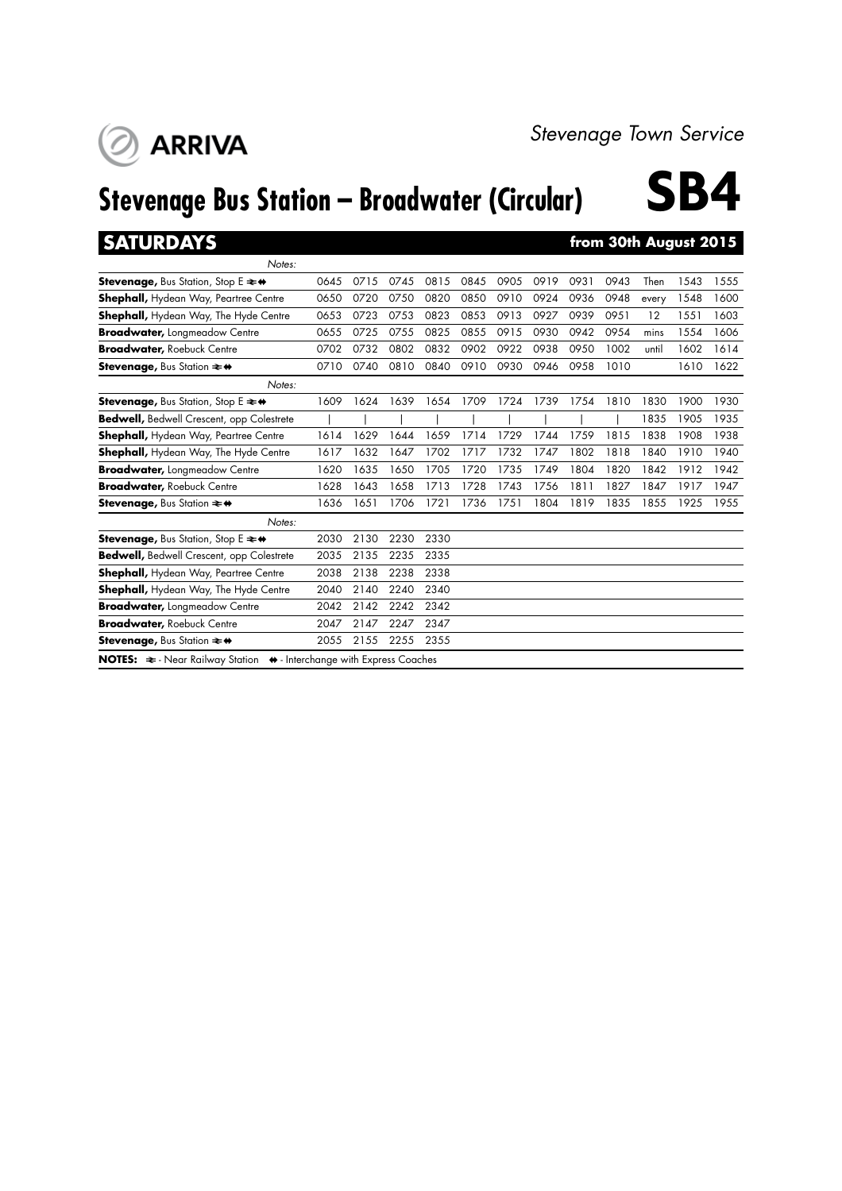ARRIVA

*Stevenage Town Service*

# Stevenage Bus Station – Broadwater (Circular) SB4

## SATURDAYS from 30th August 2015

| *Notes:* | | | | | | | | | | | | |
|---|---|---|---|---|---|---|---|---|---|---|---|---|
| **Stevenage,** Bus Station, Stop E ⇌ ⇼ | 0645 | 0715 | 0745 | 0815 | 0845 | 0905 | 0919 | 0931 | 0943 | Then | 1543 | 1555 |
| **Shephall,** Hydean Way, Peartree Centre | 0650 | 0720 | 0750 | 0820 | 0850 | 0910 | 0924 | 0936 | 0948 | every | 1548 | 1600 |
| **Shephall,** Hydean Way, The Hyde Centre | 0653 | 0723 | 0753 | 0823 | 0853 | 0913 | 0927 | 0939 | 0951 | 12 | 1551 | 1603 |
| **Broadwater,** Longmeadow Centre | 0655 | 0725 | 0755 | 0825 | 0855 | 0915 | 0930 | 0942 | 0954 | mins | 1554 | 1606 |
| **Broadwater,** Roebuck Centre | 0702 | 0732 | 0802 | 0832 | 0902 | 0922 | 0938 | 0950 | 1002 | until | 1602 | 1614 |
| **Stevenage,** Bus Station ⇌ ⇼ | 0710 | 0740 | 0810 | 0840 | 0910 | 0930 | 0946 | 0958 | 1010 | | 1610 | 1622 |

| *Notes:* | | | | | | | | | | | | |
|---|---|---|---|---|---|---|---|---|---|---|---|---|
| **Stevenage,** Bus Station, Stop E ⇌ ⇼ | 1609 | 1624 | 1639 | 1654 | 1709 | 1724 | 1739 | 1754 | 1810 | 1830 | 1900 | 1930 |
| **Bedwell,** Bedwell Crescent, opp Colestrete | \| | \| | \| | \| | \| | \| | \| | \| | \| | 1835 | 1905 | 1935 |
| **Shephall,** Hydean Way, Peartree Centre | 1614 | 1629 | 1644 | 1659 | 1714 | 1729 | 1744 | 1759 | 1815 | 1838 | 1908 | 1938 |
| **Shephall,** Hydean Way, The Hyde Centre | 1617 | 1632 | 1647 | 1702 | 1717 | 1732 | 1747 | 1802 | 1818 | 1840 | 1910 | 1940 |
| **Broadwater,** Longmeadow Centre | 1620 | 1635 | 1650 | 1705 | 1720 | 1735 | 1749 | 1804 | 1820 | 1842 | 1912 | 1942 |
| **Broadwater,** Roebuck Centre | 1628 | 1643 | 1658 | 1713 | 1728 | 1743 | 1756 | 1811 | 1827 | 1847 | 1917 | 1947 |
| **Stevenage,** Bus Station ⇌ ⇼ | 1636 | 1651 | 1706 | 1721 | 1736 | 1751 | 1804 | 1819 | 1835 | 1855 | 1925 | 1955 |

| *Notes:* | | | | |
|---|---|---|---|---|
| **Stevenage,** Bus Station, Stop E ⇌ ⇼ | 2030 | 2130 | 2230 | 2330 |
| **Bedwell,** Bedwell Crescent, opp Colestrete | 2035 | 2135 | 2235 | 2335 |
| **Shephall,** Hydean Way, Peartree Centre | 2038 | 2138 | 2238 | 2338 |
| **Shephall,** Hydean Way, The Hyde Centre | 2040 | 2140 | 2240 | 2340 |
| **Broadwater,** Longmeadow Centre | 2042 | 2142 | 2242 | 2342 |
| **Broadwater,** Roebuck Centre | 2047 | 2147 | 2247 | 2347 |
| **Stevenage,** Bus Station ⇌ ⇼ | 2055 | 2155 | 2255 | 2355 |

**NOTES:** ⇌ - Near Railway Station ⇼ - Interchange with Express Coaches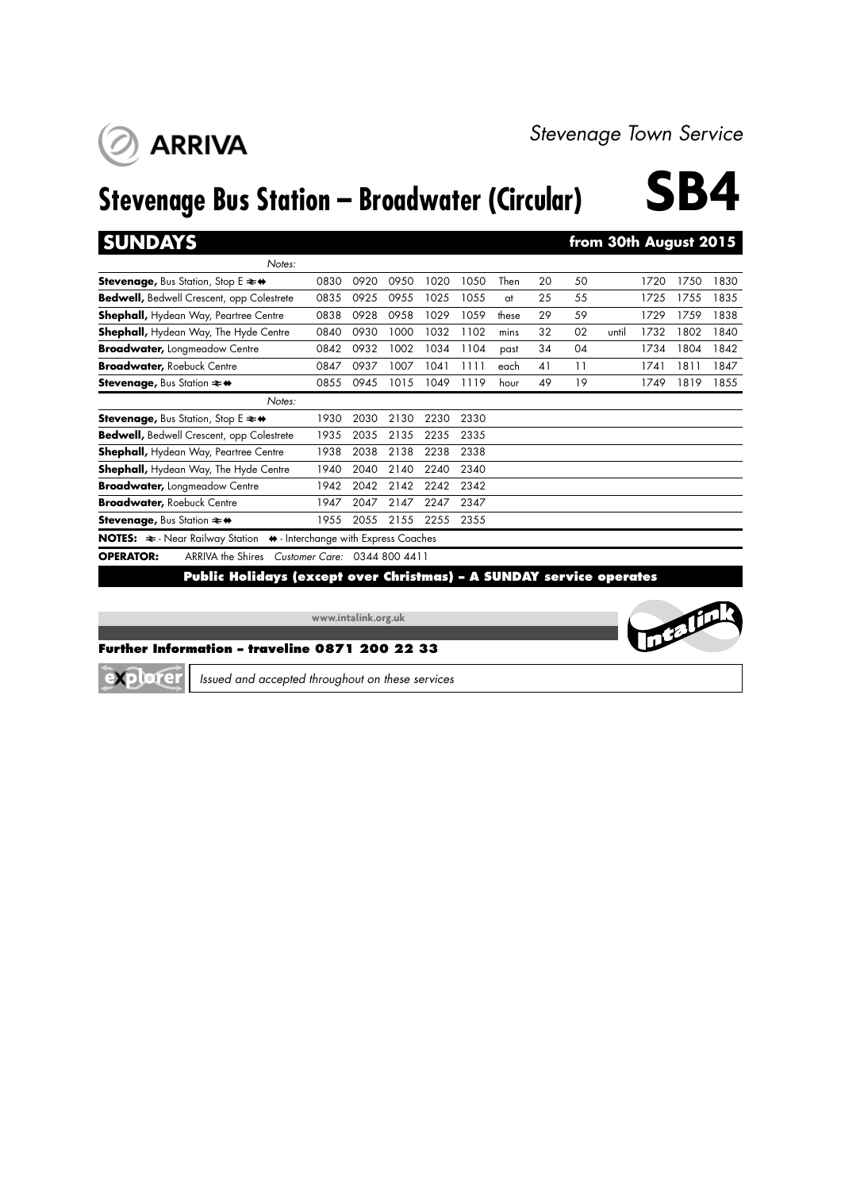ARRIVA

*Stevenage Town Service*

# Stevenage Bus Station – Broadwater (Circular)

# SB4

## SUNDAYS — from 30th August 2015

| *Notes:* | | | | | | | | | | | | |
|---|---|---|---|---|---|---|---|---|---|---|---|---|
| **Stevenage,** Bus Station, Stop E ≠ ⇹ | 0830 | 0920 | 0950 | 1020 | 1050 | Then | 20 | 50 | | 1720 | 1750 | 1830 |
| **Bedwell,** Bedwell Crescent, opp Colestrete | 0835 | 0925 | 0955 | 1025 | 1055 | at | 25 | 55 | | 1725 | 1755 | 1835 |
| **Shephall,** Hydean Way, Peartree Centre | 0838 | 0928 | 0958 | 1029 | 1059 | these | 29 | 59 | | 1729 | 1759 | 1838 |
| **Shephall,** Hydean Way, The Hyde Centre | 0840 | 0930 | 1000 | 1032 | 1102 | mins | 32 | 02 | until | 1732 | 1802 | 1840 |
| **Broadwater,** Longmeadow Centre | 0842 | 0932 | 1002 | 1034 | 1104 | past | 34 | 04 | | 1734 | 1804 | 1842 |
| **Broadwater,** Roebuck Centre | 0847 | 0937 | 1007 | 1041 | 1111 | each | 41 | 11 | | 1741 | 1811 | 1847 |
| **Stevenage,** Bus Station ≠ ⇹ | 0855 | 0945 | 1015 | 1049 | 1119 | hour | 49 | 19 | | 1749 | 1819 | 1855 |

| *Notes:* | | | | | |
|---|---|---|---|---|---|
| **Stevenage,** Bus Station, Stop E ≠ ⇹ | 1930 | 2030 | 2130 | 2230 | 2330 |
| **Bedwell,** Bedwell Crescent, opp Colestrete | 1935 | 2035 | 2135 | 2235 | 2335 |
| **Shephall,** Hydean Way, Peartree Centre | 1938 | 2038 | 2138 | 2238 | 2338 |
| **Shephall,** Hydean Way, The Hyde Centre | 1940 | 2040 | 2140 | 2240 | 2340 |
| **Broadwater,** Longmeadow Centre | 1942 | 2042 | 2142 | 2242 | 2342 |
| **Broadwater,** Roebuck Centre | 1947 | 2047 | 2147 | 2247 | 2347 |
| **Stevenage,** Bus Station ≠ ⇹ | 1955 | 2055 | 2155 | 2255 | 2355 |

**NOTES:** ≠ - Near Railway Station ⇹ - Interchange with Express Coaches

**OPERATOR:** ARRIVA the Shires *Customer Care:* 0344 800 4411

**Public Holidays (except over Christmas) – A SUNDAY service operates**

www.intalink.org.uk

Intalink

**Further Information – traveline 0871 200 22 33**

explorer *Issued and accepted throughout on these services*